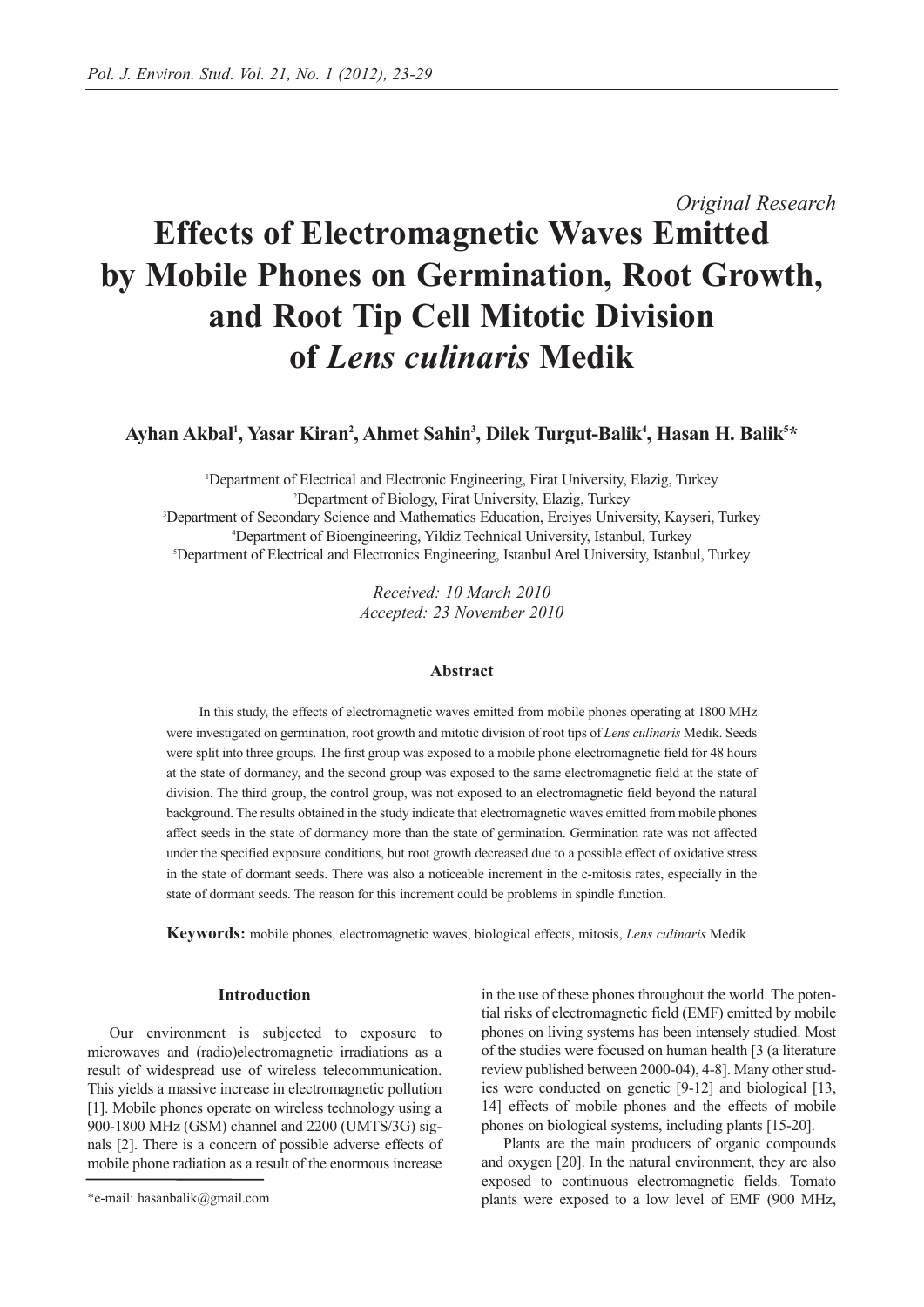*Original Research*

# Effects of Electromagnetic Waves Emitted by Mobile Phones on Germination, Root Growth, and Root Tip Cell Mitotic Division of *Lens culinaris* Medik

**Ayhan Akbal[1], Yasar Kiran[2], Ahmet Sahin[3], Dilek Turgut-Balik[4], Hasan H. Balik[5]***

[1]Department of Electrical and Electronic Engineering, Firat University, Elazig, Turkey
[2]Department of Biology, Firat University, Elazig, Turkey
[3]Department of Secondary Science and Mathematics Education, Erciyes University, Kayseri, Turkey
[4]Department of Bioengineering, Yildiz Technical University, Istanbul, Turkey
[5]Department of Electrical and Electronics Engineering, Istanbul Arel University, Istanbul, Turkey

*Received: 10 March 2010*
*Accepted: 23 November 2010*

### Abstract

In this study, the effects of electromagnetic waves emitted from mobile phones operating at 1800 MHz were investigated on germination, root growth and mitotic division of root tips of *Lens culinaris* Medik. Seeds were split into three groups. The first group was exposed to a mobile phone electromagnetic field for 48 hours at the state of dormancy, and the second group was exposed to the same electromagnetic field at the state of division. The third group, the control group, was not exposed to an electromagnetic field beyond the natural background. The results obtained in the study indicate that electromagnetic waves emitted from mobile phones affect seeds in the state of dormancy more than the state of germination. Germination rate was not affected under the specified exposure conditions, but root growth decreased due to a possible effect of oxidative stress in the state of dormant seeds. There was also a noticeable increment in the c-mitosis rates, especially in the state of dormant seeds. The reason for this increment could be problems in spindle function.

**Keywords:** mobile phones, electromagnetic waves, biological effects, mitosis, *Lens culinaris* Medik

## Introduction

Our environment is subjected to exposure to microwaves and (radio)electromagnetic irradiations as a result of widespread use of wireless telecommunication. This yields a massive increase in electromagnetic pollution [1]. Mobile phones operate on wireless technology using a 900-1800 MHz (GSM) channel and 2200 (UMTS/3G) signals [2]. There is a concern of possible adverse effects of mobile phone radiation as a result of the enormous increase in the use of these phones throughout the world. The potential risks of electromagnetic field (EMF) emitted by mobile phones on living systems has been intensely studied. Most of the studies were focused on human health [3 (a literature review published between 2000-04), 4-8]. Many other studies were conducted on genetic [9-12] and biological [13, 14] effects of mobile phones and the effects of mobile phones on biological systems, including plants [15-20].

Plants are the main producers of organic compounds and oxygen [20]. In the natural environment, they are also exposed to continuous electromagnetic fields. Tomato plants were exposed to a low level of EMF (900 MHz,

*e-mail: hasanbalik@gmail.com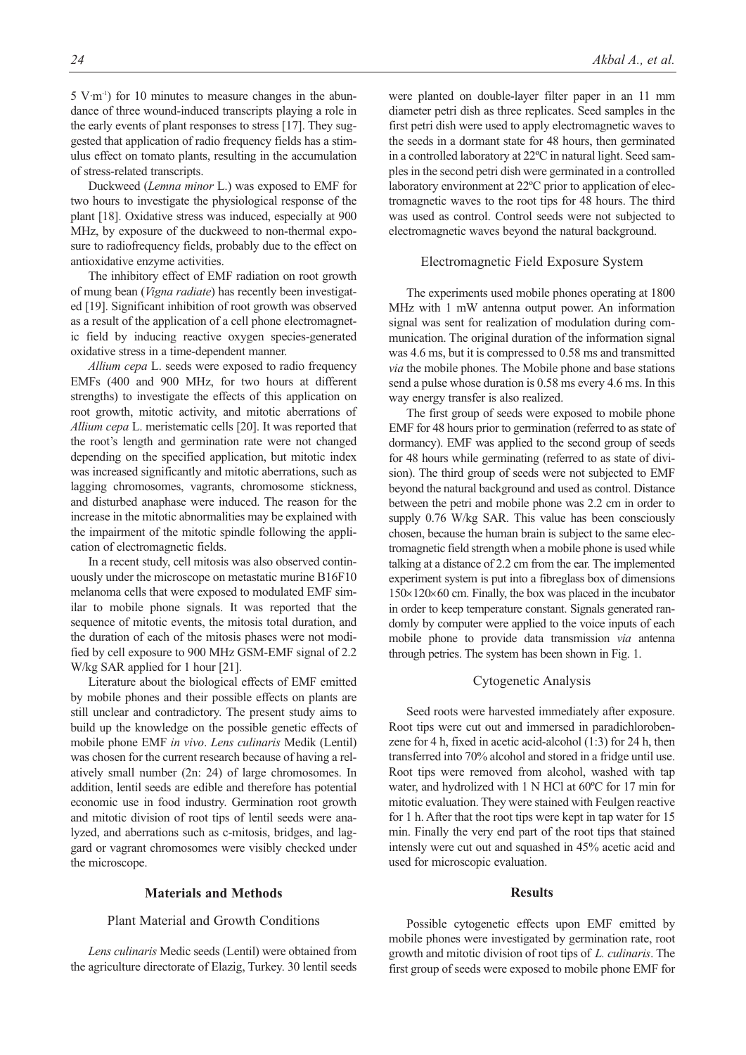5 V·m$^{-1}$) for 10 minutes to measure changes in the abundance of three wound-induced transcripts playing a role in the early events of plant responses to stress [17]. They suggested that application of radio frequency fields has a stimulus effect on tomato plants, resulting in the accumulation of stress-related transcripts.

Duckweed (*Lemna minor* L.) was exposed to EMF for two hours to investigate the physiological response of the plant [18]. Oxidative stress was induced, especially at 900 MHz, by exposure of the duckweed to non-thermal exposure to radiofrequency fields, probably due to the effect on antioxidative enzyme activities.

The inhibitory effect of EMF radiation on root growth of mung bean (*Vigna radiate*) has recently been investigated [19]. Significant inhibition of root growth was observed as a result of the application of a cell phone electromagnetic field by inducing reactive oxygen species-generated oxidative stress in a time-dependent manner.

*Allium cepa* L. seeds were exposed to radio frequency EMFs (400 and 900 MHz, for two hours at different strengths) to investigate the effects of this application on root growth, mitotic activity, and mitotic aberrations of *Allium cepa* L. meristematic cells [20]. It was reported that the root's length and germination rate were not changed depending on the specified application, but mitotic index was increased significantly and mitotic aberrations, such as lagging chromosomes, vagrants, chromosome stickness, and disturbed anaphase were induced. The reason for the increase in the mitotic abnormalities may be explained with the impairment of the mitotic spindle following the application of electromagnetic fields.

In a recent study, cell mitosis was also observed continuously under the microscope on metastatic murine B16F10 melanoma cells that were exposed to modulated EMF similar to mobile phone signals. It was reported that the sequence of mitotic events, the mitosis total duration, and the duration of each of the mitosis phases were not modified by cell exposure to 900 MHz GSM-EMF signal of 2.2 W/kg SAR applied for 1 hour [21].

Literature about the biological effects of EMF emitted by mobile phones and their possible effects on plants are still unclear and contradictory. The present study aims to build up the knowledge on the possible genetic effects of mobile phone EMF *in vivo*. *Lens culinaris* Medik (Lentil) was chosen for the current research because of having a relatively small number (2n: 24) of large chromosomes. In addition, lentil seeds are edible and therefore has potential economic use in food industry. Germination root growth and mitotic division of root tips of lentil seeds were analyzed, and aberrations such as c-mitosis, bridges, and laggard or vagrant chromosomes were visibly checked under the microscope.

## Materials and Methods

### Plant Material and Growth Conditions

*Lens culinaris* Medic seeds (Lentil) were obtained from the agriculture directorate of Elazig, Turkey. 30 lentil seeds were planted on double-layer filter paper in an 11 mm diameter petri dish as three replicates. Seed samples in the first petri dish were used to apply electromagnetic waves to the seeds in a dormant state for 48 hours, then germinated in a controlled laboratory at 22ºC in natural light. Seed samples in the second petri dish were germinated in a controlled laboratory environment at 22ºC prior to application of electromagnetic waves to the root tips for 48 hours. The third was used as control. Control seeds were not subjected to electromagnetic waves beyond the natural background.

### Electromagnetic Field Exposure System

The experiments used mobile phones operating at 1800 MHz with 1 mW antenna output power. An information signal was sent for realization of modulation during communication. The original duration of the information signal was 4.6 ms, but it is compressed to 0.58 ms and transmitted *via* the mobile phones. The Mobile phone and base stations send a pulse whose duration is 0.58 ms every 4.6 ms. In this way energy transfer is also realized.

The first group of seeds were exposed to mobile phone EMF for 48 hours prior to germination (referred to as state of dormancy). EMF was applied to the second group of seeds for 48 hours while germinating (referred to as state of division). The third group of seeds were not subjected to EMF beyond the natural background and used as control. Distance between the petri and mobile phone was 2.2 cm in order to supply 0.76 W/kg SAR. This value has been consciously chosen, because the human brain is subject to the same electromagnetic field strength when a mobile phone is used while talking at a distance of 2.2 cm from the ear. The implemented experiment system is put into a fibreglass box of dimensions 150×120×60 cm. Finally, the box was placed in the incubator in order to keep temperature constant. Signals generated randomly by computer were applied to the voice inputs of each mobile phone to provide data transmission *via* antenna through petries. The system has been shown in Fig. 1.

### Cytogenetic Analysis

Seed roots were harvested immediately after exposure. Root tips were cut out and immersed in paradichlorobenzene for 4 h, fixed in acetic acid-alcohol (1:3) for 24 h, then transferred into 70% alcohol and stored in a fridge until use. Root tips were removed from alcohol, washed with tap water, and hydrolized with 1 N HCl at 60ºC for 17 min for mitotic evaluation. They were stained with Feulgen reactive for 1 h. After that the root tips were kept in tap water for 15 min. Finally the very end part of the root tips that stained intensly were cut out and squashed in 45% acetic acid and used for microscopic evaluation.

## Results

Possible cytogenetic effects upon EMF emitted by mobile phones were investigated by germination rate, root growth and mitotic division of root tips of *L. culinaris*. The first group of seeds were exposed to mobile phone EMF for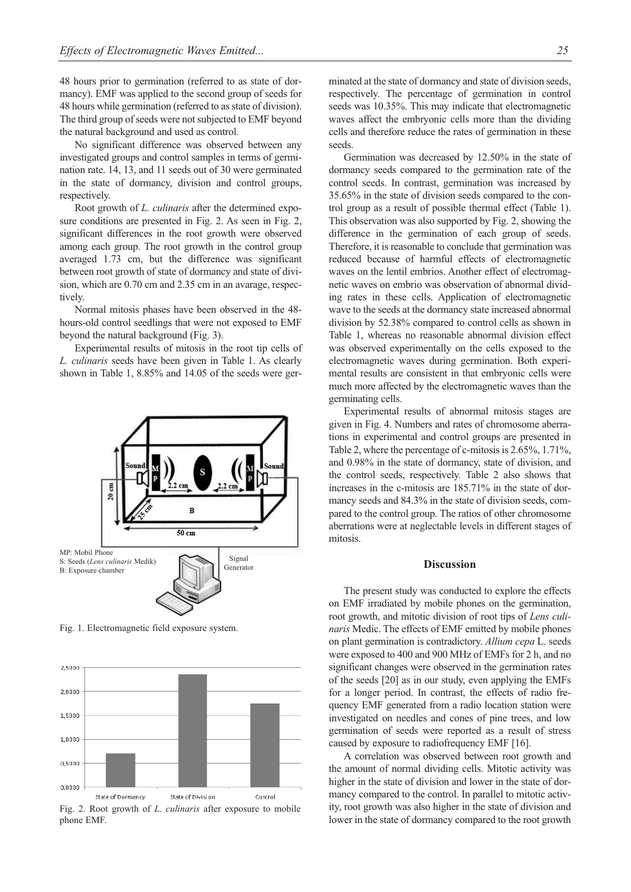48 hours prior to germination (referred to as state of dormancy). EMF was applied to the second group of seeds for 48 hours while germination (referred to as state of division). The third group of seeds were not subjected to EMF beyond the natural background and used as control.

No significant difference was observed between any investigated groups and control samples in terms of germination rate. 14, 13, and 11 seeds out of 30 were germinated in the state of dormancy, division and control groups, respectively.

Root growth of *L. culinaris* after the determined exposure conditions are presented in Fig. 2. As seen in Fig. 2, significant differences in the root growth were observed among each group. The root growth in the control group averaged 1.73 cm, but the difference was significant between root growth of state of dormancy and state of division, which are 0.70 cm and 2.35 cm in an avarage, respectively.

Normal mitosis phases have been observed in the 48-hours-old control seedlings that were not exposed to EMF beyond the natural background (Fig. 3).

Experimental results of mitosis in the root tip cells of *L. culinaris* seeds have been given in Table 1. As clearly shown in Table 1, 8.85% and 14.05 of the seeds were germinated at the state of dormancy and state of division seeds, respectively. The percentage of germination in control seeds was 10.35%. This may indicate that electromagnetic waves affect the embryonic cells more than the dividing cells and therefore reduce the rates of germination in these seeds.

Germination was decreased by 12.50% in the state of dormancy seeds compared to the germination rate of the control seeds. In contrast, germination was increased by 35.65% in the state of division seeds compared to the control group as a result of possible thermal effect (Table 1). This observation was also supported by Fig. 2, showing the difference in the germination of each group of seeds. Therefore, it is reasonable to conclude that germination was reduced because of harmful effects of electromagnetic waves on the lentil embrios. Another effect of electromagnetic waves on embrio was observation of abnormal dividing rates in these cells. Application of electromagnetic wave to the seeds at the dormancy state increased abnormal division by 52.38% compared to control cells as shown in Table 1, whereas no reasonable abnormal division effect was observed experimentally on the cells exposed to the electromagnetic waves during germination. Both experimental results are consistent in that embryonic cells were much more affected by the electromagnetic waves than the germinating cells.

Experimental results of abnormal mitosis stages are given in Fig. 4. Numbers and rates of chromosome aberrations in experimental and control groups are presented in Table 2, where the percentage of c-mitosis is 2.65%, 1.71%, and 0.98% in the state of dormancy, state of division, and the control seeds, respectively. Table 2 also shows that increases in the c-mitosis are 185.71% in the state of dormancy seeds and 84.3% in the state of division seeds, compared to the control group. The ratios of other chromosome aberrations were at neglectable levels in different stages of mitosis.

MP: Mobil Phone
S: Seeds (*Lens culinaris* Medik)
B: Exposure chamber

Fig. 1. Electromagnetic field exposure system.

Fig. 2. Root growth of *L. culinaris* after exposure to mobile phone EMF.

## Discussion

The present study was conducted to explore the effects on EMF irradiated by mobile phones on the germination, root growth, and mitotic division of root tips of *Lens culinaris* Medic. The effects of EMF emitted by mobile phones on plant germination is contradictory. *Allium cepa* L. seeds were exposed to 400 and 900 MHz of EMFs for 2 h, and no significant changes were observed in the germination rates of the seeds [20] as in our study, even applying the EMFs for a longer period. In contrast, the effects of radio frequency EMF generated from a radio location station were investigated on needles and cones of pine trees, and low germination of seeds were reported as a result of stress caused by exposure to radiofrequency EMF [16].

A correlation was observed between root growth and the amount of normal dividing cells. Mitotic activity was higher in the state of division and lower in the state of dormancy compared to the control. In parallel to mitotic activity, root growth was also higher in the state of division and lower in the state of dormancy compared to the root growth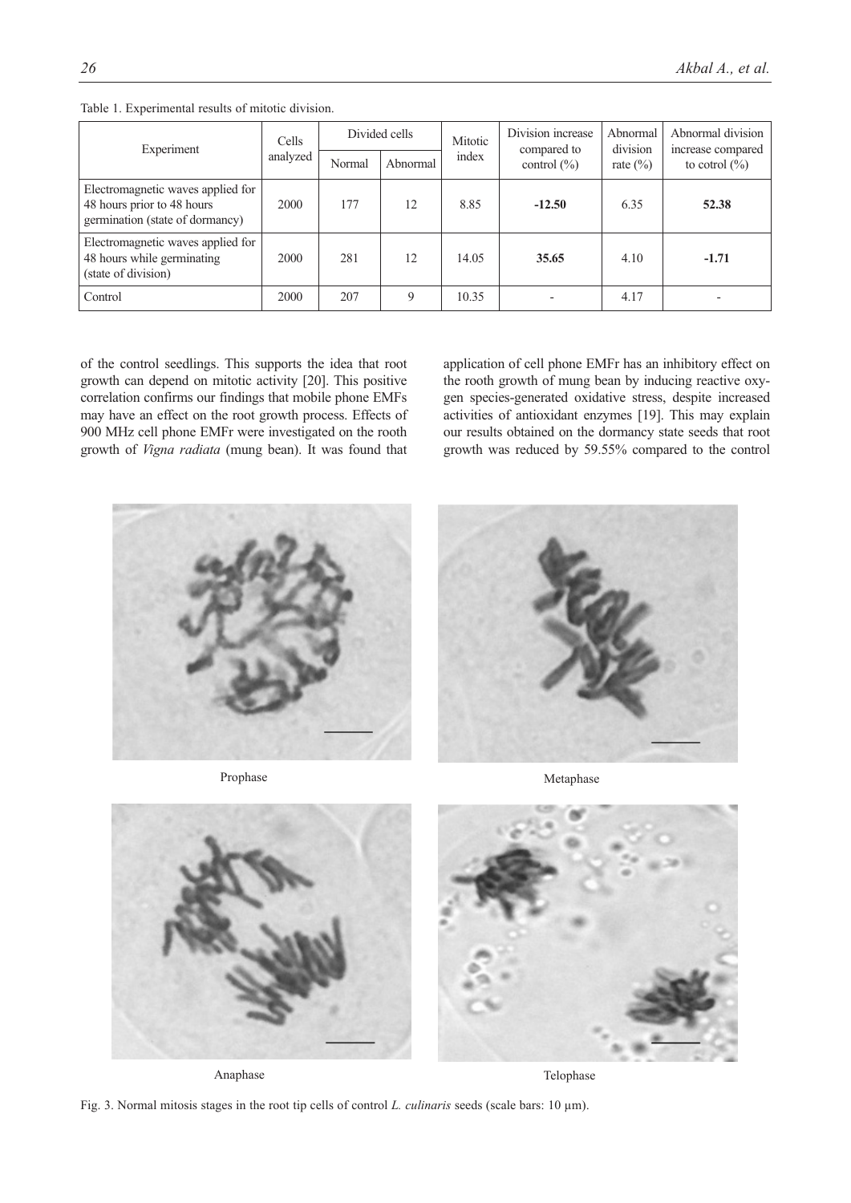Table 1. Experimental results of mitotic division.

| Experiment | Cells analyzed | Divided cells | | Mitotic index | Division increase compared to control (%) | Abnormal division rate (%) | Abnormal division increase compared to cotrol (%) |
|---|---|---|---|---|---|---|---|
| | | Normal | Abnormal | | | | |
| Electromagnetic waves applied for 48 hours prior to 48 hours germination (state of dormancy) | 2000 | 177 | 12 | 8.85 | **-12.50** | 6.35 | **52.38** |
| Electromagnetic waves applied for 48 hours while germinating (state of division) | 2000 | 281 | 12 | 14.05 | **35.65** | 4.10 | **-1.71** |
| Control | 2000 | 207 | 9 | 10.35 | - | 4.17 | - |

of the control seedlings. This supports the idea that root growth can depend on mitotic activity [20]. This positive correlation confirms our findings that mobile phone EMFs may have an effect on the root growth process. Effects of 900 MHz cell phone EMFr were investigated on the rooth growth of *Vigna radiata* (mung bean). It was found that application of cell phone EMFr has an inhibitory effect on the rooth growth of mung bean by inducing reactive oxygen species-generated oxidative stress, despite increased activities of antioxidant enzymes [19]. This may explain our results obtained on the dormancy state seeds that root growth was reduced by 59.55% compared to the control

Prophase

Metaphase

Anaphase

Telophase

Fig. 3. Normal mitosis stages in the root tip cells of control *L. culinaris* seeds (scale bars: 10 µm).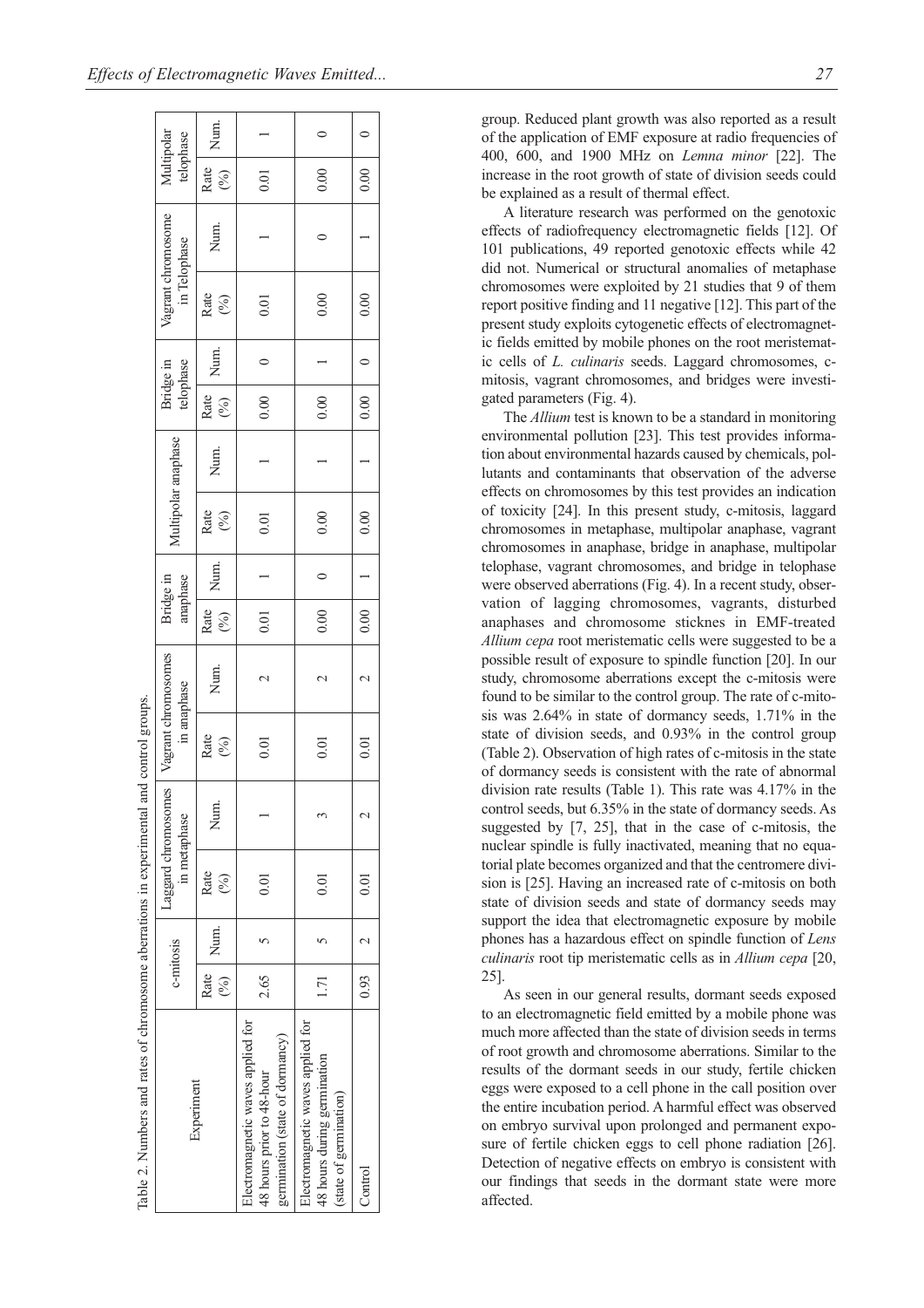Table 2. Numbers and rates of chromosome aberrations in experimental and control groups.

| Experiment | c-mitosis | | Laggard chromosomes in metaphase | | Vagrant chromosomes in anaphase | | Bridge in anaphase | | Multipolar anaphase | | Bridge in telophase | | Vagrant chromosome in Telophase | | Multipolar telophase | |
|---|---|---|---|---|---|---|---|---|---|---|---|---|---|---|---|---|
| | Rate (%) | Num. | Rate (%) | Num. | Rate (%) | Num. | Rate (%) | Num. | Rate (%) | Num. | Rate (%) | Num. | Rate (%) | Num. | Rate (%) | Num. |
| Electromagnetic waves applied for 48 hours prior to 48-hour germination (state of dormancy) | 2.65 | 5 | 0.01 | 1 | 0.01 | 2 | 0.01 | 1 | 0.01 | 1 | 0.00 | 0 | 0.01 | 1 | 0.01 | 1 |
| Electromagnetic waves applied for 48 hours during germination (state of germination) | 1.71 | 5 | 0.01 | 3 | 0.01 | 2 | 0.00 | 0 | 0.00 | 1 | 0.00 | 1 | 0.00 | 0 | 0.00 | 0 |
| Control | 0.93 | 2 | 0.01 | 2 | 0.01 | 2 | 0.00 | 1 | 0.00 | 1 | 0.00 | 0 | 0.00 | 1 | 0.00 | 0 |

group. Reduced plant growth was also reported as a result of the application of EMF exposure at radio frequencies of 400, 600, and 1900 MHz on *Lemna minor* [22]. The increase in the root growth of state of division seeds could be explained as a result of thermal effect.

A literature research was performed on the genotoxic effects of radiofrequency electromagnetic fields [12]. Of 101 publications, 49 reported genotoxic effects while 42 did not. Numerical or structural anomalies of metaphase chromosomes were exploited by 21 studies that 9 of them report positive finding and 11 negative [12]. This part of the present study exploits cytogenetic effects of electromagnetic fields emitted by mobile phones on the root meristematic cells of *L. culinaris* seeds. Laggard chromosomes, c-mitosis, vagrant chromosomes, and bridges were investigated parameters (Fig. 4).

The *Allium* test is known to be a standard in monitoring environmental pollution [23]. This test provides information about environmental hazards caused by chemicals, pollutants and contaminants that observation of the adverse effects on chromosomes by this test provides an indication of toxicity [24]. In this present study, c-mitosis, laggard chromosomes in metaphase, multipolar anaphase, vagrant chromosomes in anaphase, bridge in anaphase, multipolar telophase, vagrant chromosomes, and bridge in telophase were observed aberrations (Fig. 4). In a recent study, observation of lagging chromosomes, vagrants, disturbed anaphases and chromosome sticknes in EMF-treated *Allium cepa* root meristematic cells were suggested to be a possible result of exposure to spindle function [20]. In our study, chromosome aberrations except the c-mitosis were found to be similar to the control group. The rate of c-mitosis was 2.64% in state of dormancy seeds, 1.71% in the state of division seeds, and 0.93% in the control group (Table 2). Observation of high rates of c-mitosis in the state of dormancy seeds is consistent with the rate of abnormal division rate results (Table 1). This rate was 4.17% in the control seeds, but 6.35% in the state of dormancy seeds. As suggested by [7, 25], that in the case of c-mitosis, the nuclear spindle is fully inactivated, meaning that no equatorial plate becomes organized and that the centromere division is [25]. Having an increased rate of c-mitosis on both state of division seeds and state of dormancy seeds may support the idea that electromagnetic exposure by mobile phones has a hazardous effect on spindle function of *Lens culinaris* root tip meristematic cells as in *Allium cepa* [20, 25].

As seen in our general results, dormant seeds exposed to an electromagnetic field emitted by a mobile phone was much more affected than the state of division seeds in terms of root growth and chromosome aberrations. Similar to the results of the dormant seeds in our study, fertile chicken eggs were exposed to a cell phone in the call position over the entire incubation period. A harmful effect was observed on embryo survival upon prolonged and permanent exposure of fertile chicken eggs to cell phone radiation [26]. Detection of negative effects on embryo is consistent with our findings that seeds in the dormant state were more affected.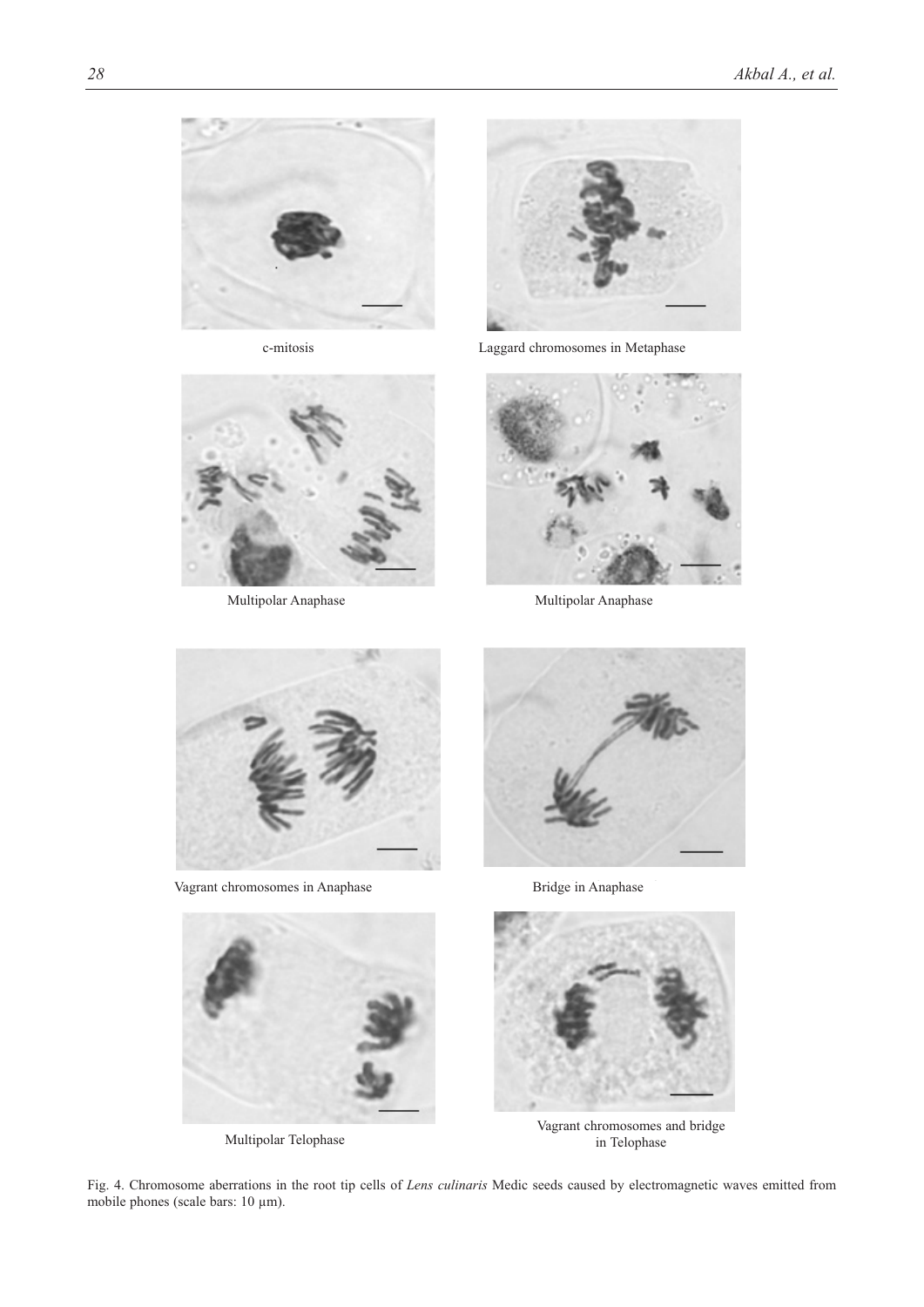c-mitosis

Laggard chromosomes in Metaphase

Multipolar Anaphase

Multipolar Anaphase

Vagrant chromosomes in Anaphase

Bridge in Anaphase

Multipolar Telophase

Vagrant chromosomes and bridge in Telophase

Fig. 4. Chromosome aberrations in the root tip cells of *Lens culinaris* Medic seeds caused by electromagnetic waves emitted from mobile phones (scale bars: 10 µm).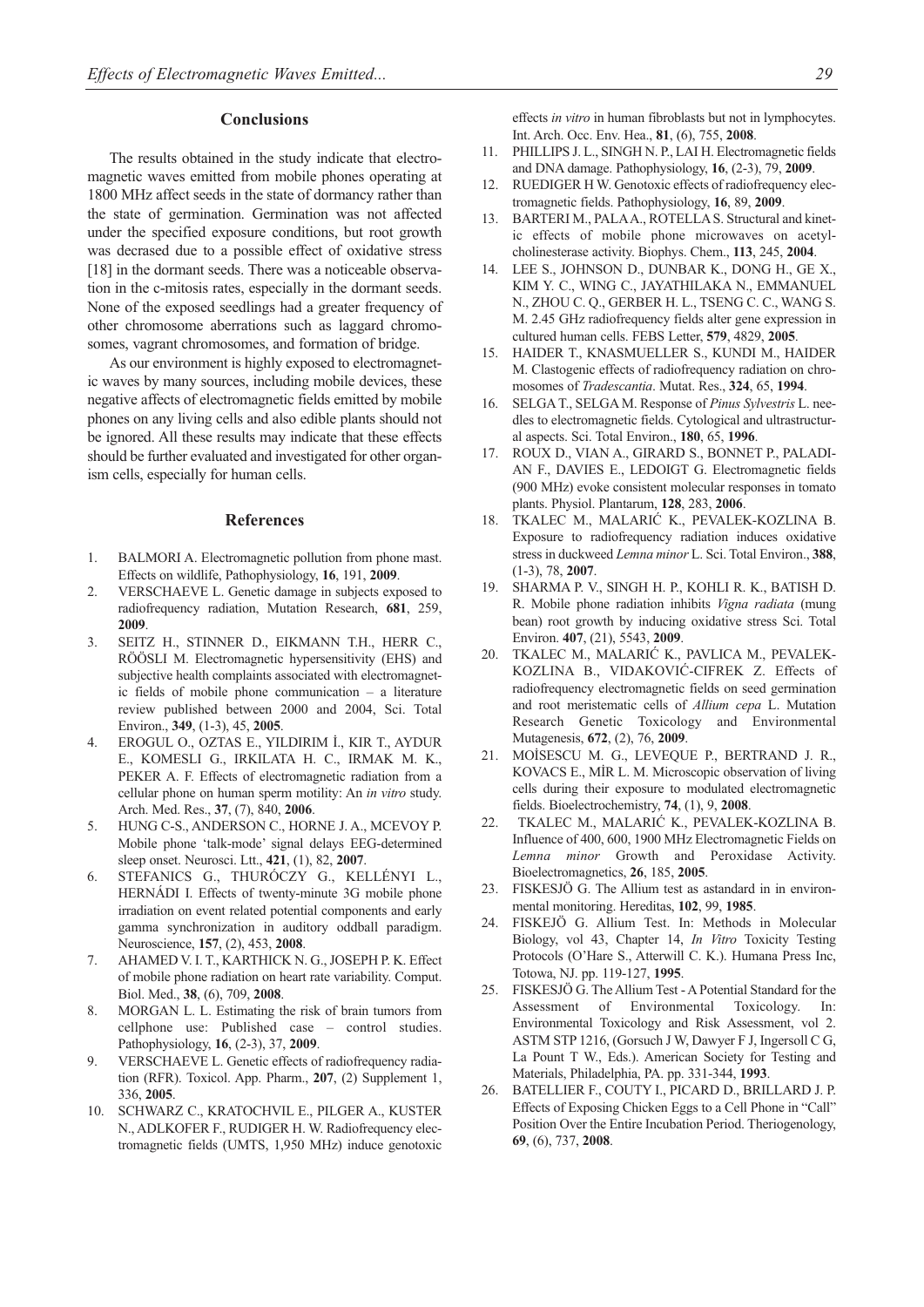## Conclusions

The results obtained in the study indicate that electromagnetic waves emitted from mobile phones operating at 1800 MHz affect seeds in the state of dormancy rather than the state of germination. Germination was not affected under the specified exposure conditions, but root growth was decrased due to a possible effect of oxidative stress [18] in the dormant seeds. There was a noticeable observation in the c-mitosis rates, especially in the dormant seeds. None of the exposed seedlings had a greater frequency of other chromosome aberrations such as laggard chromosomes, vagrant chromosomes, and formation of bridge.

As our environment is highly exposed to electromagnetic waves by many sources, including mobile devices, these negative affects of electromagnetic fields emitted by mobile phones on any living cells and also edible plants should not be ignored. All these results may indicate that these effects should be further evaluated and investigated for other organism cells, especially for human cells.

## References

1. BALMORI A. Electromagnetic pollution from phone mast. Effects on wildlife, Pathophysiology, **16**, 191, **2009**.
2. VERSCHAEVE L. Genetic damage in subjects exposed to radiofrequency radiation, Mutation Research, **681**, 259, **2009**.
3. SEITZ H., STINNER D., EIKMANN T.H., HERR C., RÖÖSLI M. Electromagnetic hypersensitivity (EHS) and subjective health complaints associated with electromagnetic fields of mobile phone communication – a literature review published between 2000 and 2004, Sci. Total Environ., **349**, (1-3), 45, **2005**.
4. EROGUL O., OZTAS E., YILDIRIM İ., KIR T., AYDUR E., KOMESLI G., IRKILATA H. C., IRMAK M. K., PEKER A. F. Effects of electromagnetic radiation from a cellular phone on human sperm motility: An *in vitro* study. Arch. Med. Res., **37**, (7), 840, **2006**.
5. HUNG C-S., ANDERSON C., HORNE J. A., MCEVOY P. Mobile phone 'talk-mode' signal delays EEG-determined sleep onset. Neurosci. Ltt., **421**, (1), 82, **2007**.
6. STEFANICS G., THURÓCZY G., KELLÉNYI L., HERNÁDI I. Effects of twenty-minute 3G mobile phone irradiation on event related potential components and early gamma synchronization in auditory oddball paradigm. Neuroscience, **157**, (2), 453, **2008**.
7. AHAMED V. I. T., KARTHICK N. G., JOSEPH P. K. Effect of mobile phone radiation on heart rate variability. Comput. Biol. Med., **38**, (6), 709, **2008**.
8. MORGAN L. L. Estimating the risk of brain tumors from cellphone use: Published case – control studies. Pathophysiology, **16**, (2-3), 37, **2009**.
9. VERSCHAEVE L. Genetic effects of radiofrequency radiation (RFR). Toxicol. App. Pharm., **207**, (2) Supplement 1, 336, **2005**.
10. SCHWARZ C., KRATOCHVIL E., PILGER A., KUSTER N., ADLKOFER F., RUDIGER H. W. Radiofrequency electromagnetic fields (UMTS, 1,950 MHz) induce genotoxic effects *in vitro* in human fibroblasts but not in lymphocytes. Int. Arch. Occ. Env. Hea., **81**, (6), 755, **2008**.
11. PHILLIPS J. L., SINGH N. P., LAI H. Electromagnetic fields and DNA damage. Pathophysiology, **16**, (2-3), 79, **2009**.
12. RUEDIGER H W. Genotoxic effects of radiofrequency electromagnetic fields. Pathophysiology, **16**, 89, **2009**.
13. BARTERI M., PALA A., ROTELLA S. Structural and kinetic effects of mobile phone microwaves on acetylcholinesterase activity. Biophys. Chem., **113**, 245, **2004**.
14. LEE S., JOHNSON D., DUNBAR K., DONG H., GE X., KIM Y. C., WING C., JAYATHILAKA N., EMMANUEL N., ZHOU C. Q., GERBER H. L., TSENG C. C., WANG S. M. 2.45 GHz radiofrequency fields alter gene expression in cultured human cells. FEBS Letter, **579**, 4829, **2005**.
15. HAIDER T., KNASMUELLER S., KUNDI M., HAIDER M. Clastogenic effects of radiofrequency radiation on chromosomes of *Tradescantia*. Mutat. Res., **324**, 65, **1994**.
16. SELGA T., SELGA M. Response of *Pinus Sylvestris* L. needles to electromagnetic fields. Cytological and ultrastructural aspects. Sci. Total Environ., **180**, 65, **1996**.
17. ROUX D., VIAN A., GIRARD S., BONNET P., PALADIAN F., DAVIES E., LEDOIGT G. Electromagnetic fields (900 MHz) evoke consistent molecular responses in tomato plants. Physiol. Plantarum, **128**, 283, **2006**.
18. TKALEC M., MALARIĆ K., PEVALEK-KOZLINA B. Exposure to radiofrequency radiation induces oxidative stress in duckweed *Lemna minor* L. Sci. Total Environ., **388**, (1-3), 78, **2007**.
19. SHARMA P. V., SINGH H. P., KOHLI R. K., BATISH D. R. Mobile phone radiation inhibits *Vigna radiata* (mung bean) root growth by inducing oxidative stress Sci. Total Environ. **407**, (21), 5543, **2009**.
20. TKALEC M., MALARIĆ K., PAVLICA M., PEVALEK-KOZLINA B., VIDAKOVIĆ-CIFREK Z. Effects of radiofrequency electromagnetic fields on seed germination and root meristematic cells of *Allium cepa* L. Mutation Research Genetic Toxicology and Environmental Mutagenesis, **672**, (2), 76, **2009**.
21. MOİSESCU M. G., LEVEQUE P., BERTRAND J. R., KOVACS E., MİR L. M. Microscopic observation of living cells during their exposure to modulated electromagnetic fields. Bioelectrochemistry, **74**, (1), 9, **2008**.
22. TKALEC M., MALARIĆ K., PEVALEK-KOZLINA B. Influence of 400, 600, 1900 MHz Electromagnetic Fields on *Lemna minor* Growth and Peroxidase Activity. Bioelectromagnetics, **26**, 185, **2005**.
23. FISKESJÖ G. The Allium test as astandard in in environmental monitoring. Hereditas, **102**, 99, **1985**.
24. FISKEJÖ G. Allium Test. In: Methods in Molecular Biology, vol 43, Chapter 14, *In Vitro* Toxicity Testing Protocols (O'Hare S., Atterwill C. K.). Humana Press Inc, Totowa, NJ. pp. 119-127, **1995**.
25. FISKESJÖ G. The Allium Test - A Potential Standard for the Assessment of Environmental Toxicology. In: Environmental Toxicology and Risk Assessment, vol 2. ASTM STP 1216, (Gorsuch J W, Dawyer F J, Ingersoll C G, La Pount T W., Eds.). American Society for Testing and Materials, Philadelphia, PA. pp. 331-344, **1993**.
26. BATELLIER F., COUTY I., PICARD D., BRILLARD J. P. Effects of Exposing Chicken Eggs to a Cell Phone in "Call" Position Over the Entire Incubation Period. Theriogenology, **69**, (6), 737, **2008**.